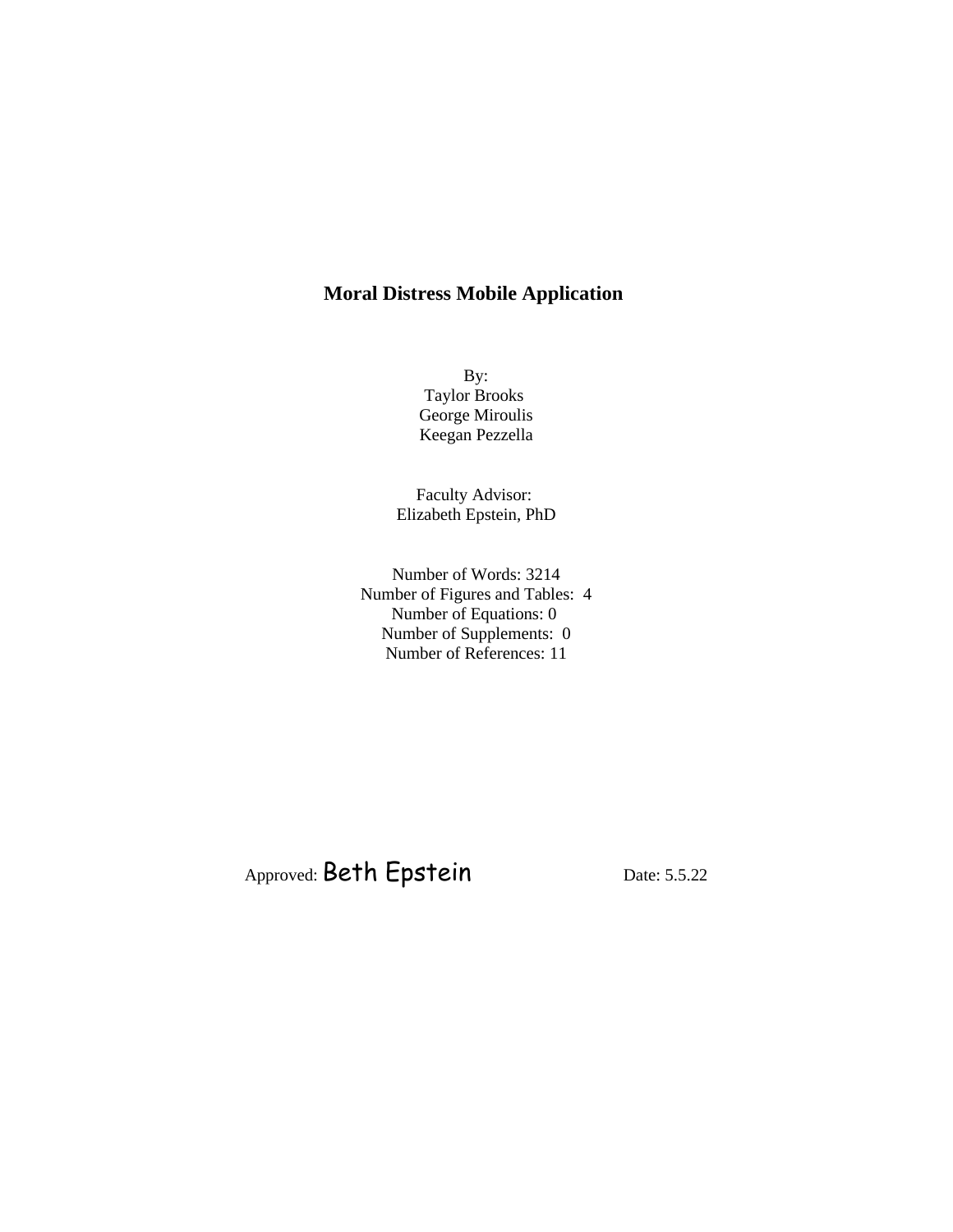# Moral Distress Mobile Application

By:
Taylor Brooks
George Miroulis
Keegan Pezzella

Faculty Advisor:
Elizabeth Epstein, PhD

Number of Words: 3214
Number of Figures and Tables: 4
Number of Equations: 0
Number of Supplements: 0
Number of References: 11

Approved: Beth Epstein Date: 5.5.22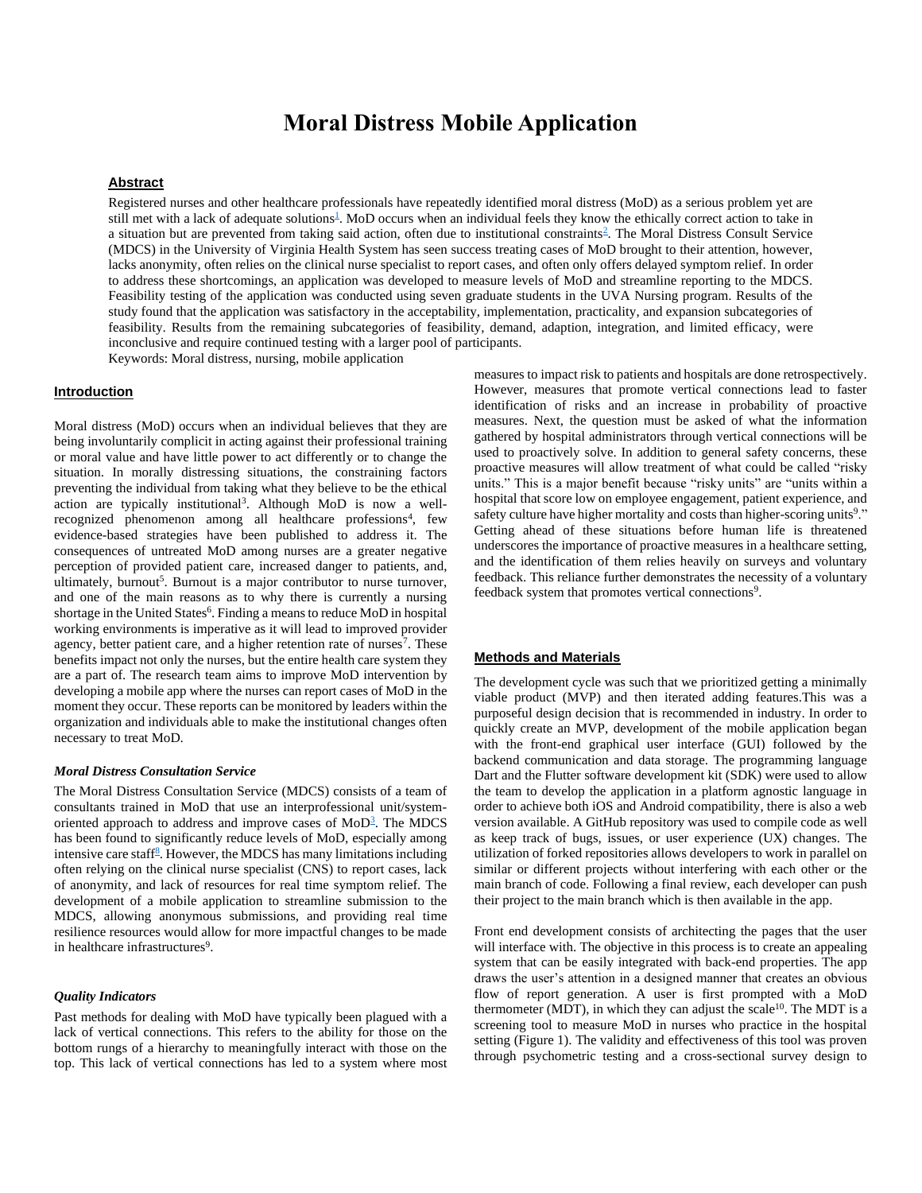# Moral Distress Mobile Application

### Abstract

Registered nurses and other healthcare professionals have repeatedly identified moral distress (MoD) as a serious problem yet are still met with a lack of adequate solutions[1]. MoD occurs when an individual feels they know the ethically correct action to take in a situation but are prevented from taking said action, often due to institutional constraints[2]. The Moral Distress Consult Service (MDCS) in the University of Virginia Health System has seen success treating cases of MoD brought to their attention, however, lacks anonymity, often relies on the clinical nurse specialist to report cases, and often only offers delayed symptom relief. In order to address these shortcomings, an application was developed to measure levels of MoD and streamline reporting to the MDCS. Feasibility testing of the application was conducted using seven graduate students in the UVA Nursing program. Results of the study found that the application was satisfactory in the acceptability, implementation, practicality, and expansion subcategories of feasibility. Results from the remaining subcategories of feasibility, demand, adaption, integration, and limited efficacy, were inconclusive and require continued testing with a larger pool of participants.

Keywords: Moral distress, nursing, mobile application

## Introduction

Moral distress (MoD) occurs when an individual believes that they are being involuntarily complicit in acting against their professional training or moral value and have little power to act differently or to change the situation. In morally distressing situations, the constraining factors preventing the individual from taking what they believe to be the ethical action are typically institutional[3]. Although MoD is now a well-recognized phenomenon among all healthcare professions[4], few evidence-based strategies have been published to address it. The consequences of untreated MoD among nurses are a greater negative perception of provided patient care, increased danger to patients, and, ultimately, burnout[5]. Burnout is a major contributor to nurse turnover, and one of the main reasons as to why there is currently a nursing shortage in the United States[6]. Finding a means to reduce MoD in hospital working environments is imperative as it will lead to improved provider agency, better patient care, and a higher retention rate of nurses[7]. These benefits impact not only the nurses, but the entire health care system they are a part of. The research team aims to improve MoD intervention by developing a mobile app where the nurses can report cases of MoD in the moment they occur. These reports can be monitored by leaders within the organization and individuals able to make the institutional changes often necessary to treat MoD.

### *Moral Distress Consultation Service*

The Moral Distress Consultation Service (MDCS) consists of a team of consultants trained in MoD that use an interprofessional unit/system-oriented approach to address and improve cases of MoD[3]. The MDCS has been found to significantly reduce levels of MoD, especially among intensive care staff[8]. However, the MDCS has many limitations including often relying on the clinical nurse specialist (CNS) to report cases, lack of anonymity, and lack of resources for real time symptom relief. The development of a mobile application to streamline submission to the MDCS, allowing anonymous submissions, and providing real time resilience resources would allow for more impactful changes to be made in healthcare infrastructures[9].

### *Quality Indicators*

Past methods for dealing with MoD have typically been plagued with a lack of vertical connections. This refers to the ability for those on the bottom rungs of a hierarchy to meaningfully interact with those on the top. This lack of vertical connections has led to a system where most measures to impact risk to patients and hospitals are done retrospectively. However, measures that promote vertical connections lead to faster identification of risks and an increase in probability of proactive measures. Next, the question must be asked of what the information gathered by hospital administrators through vertical connections will be used to proactively solve. In addition to general safety concerns, these proactive measures will allow treatment of what could be called "risky units." This is a major benefit because "risky units" are "units within a hospital that score low on employee engagement, patient experience, and safety culture have higher mortality and costs than higher-scoring units[9]." Getting ahead of these situations before human life is threatened underscores the importance of proactive measures in a healthcare setting, and the identification of them relies heavily on surveys and voluntary feedback. This reliance further demonstrates the necessity of a voluntary feedback system that promotes vertical connections[9].

## Methods and Materials

The development cycle was such that we prioritized getting a minimally viable product (MVP) and then iterated adding features.This was a purposeful design decision that is recommended in industry. In order to quickly create an MVP, development of the mobile application began with the front-end graphical user interface (GUI) followed by the backend communication and data storage. The programming language Dart and the Flutter software development kit (SDK) were used to allow the team to develop the application in a platform agnostic language in order to achieve both iOS and Android compatibility, there is also a web version available. A GitHub repository was used to compile code as well as keep track of bugs, issues, or user experience (UX) changes. The utilization of forked repositories allows developers to work in parallel on similar or different projects without interfering with each other or the main branch of code. Following a final review, each developer can push their project to the main branch which is then available in the app.

Front end development consists of architecting the pages that the user will interface with. The objective in this process is to create an appealing system that can be easily integrated with back-end properties. The app draws the user's attention in a designed manner that creates an obvious flow of report generation. A user is first prompted with a MoD thermometer (MDT), in which they can adjust the scale[10]. The MDT is a screening tool to measure MoD in nurses who practice in the hospital setting (Figure 1). The validity and effectiveness of this tool was proven through psychometric testing and a cross-sectional survey design to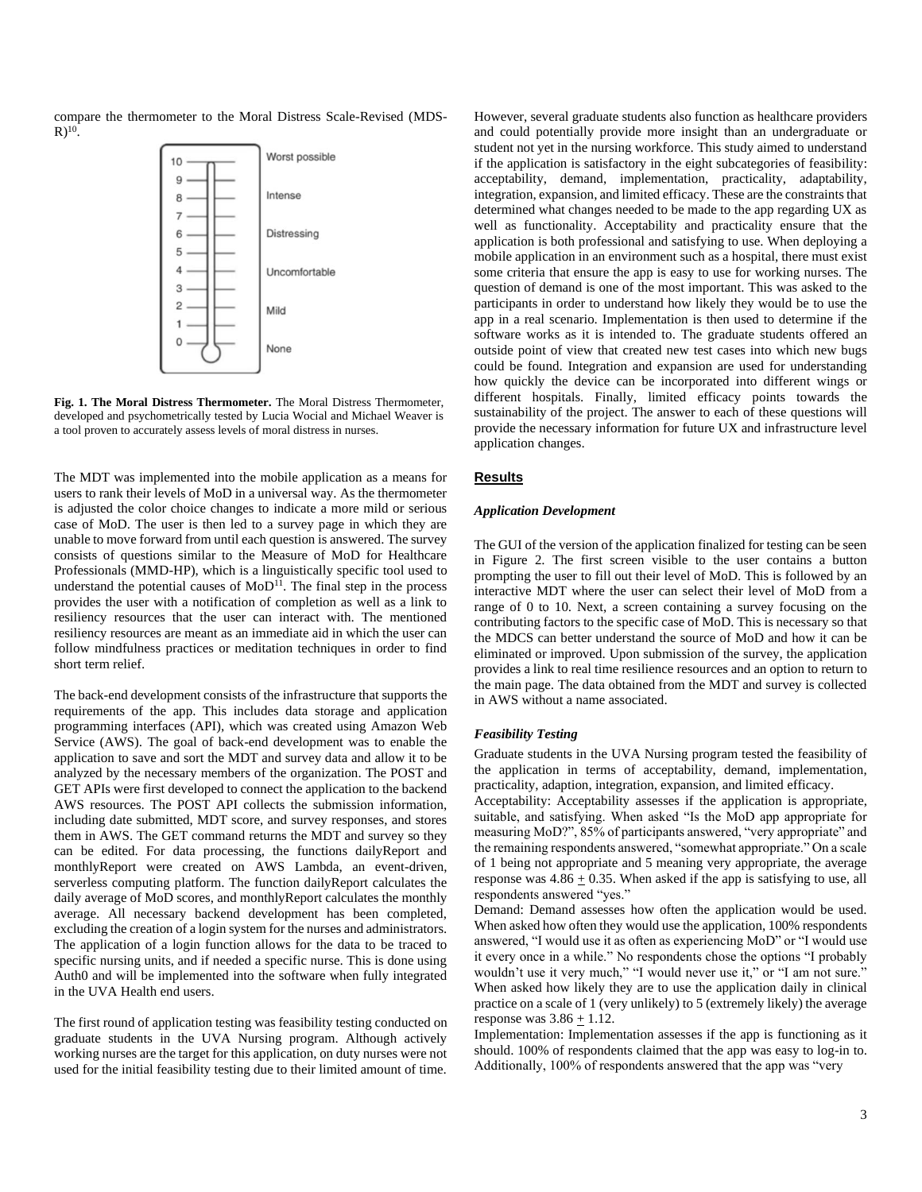compare the thermometer to the Moral Distress Scale-Revised (MDS-R)[10].

**Fig. 1. The Moral Distress Thermometer.** The Moral Distress Thermometer, developed and psychometrically tested by Lucia Wocial and Michael Weaver is a tool proven to accurately assess levels of moral distress in nurses.

The MDT was implemented into the mobile application as a means for users to rank their levels of MoD in a universal way. As the thermometer is adjusted the color choice changes to indicate a more mild or serious case of MoD. The user is then led to a survey page in which they are unable to move forward from until each question is answered. The survey consists of questions similar to the Measure of MoD for Healthcare Professionals (MMD-HP), which is a linguistically specific tool used to understand the potential causes of MoD[11]. The final step in the process provides the user with a notification of completion as well as a link to resiliency resources that the user can interact with. The mentioned resiliency resources are meant as an immediate aid in which the user can follow mindfulness practices or meditation techniques in order to find short term relief.

The back-end development consists of the infrastructure that supports the requirements of the app. This includes data storage and application programming interfaces (API), which was created using Amazon Web Service (AWS). The goal of back-end development was to enable the application to save and sort the MDT and survey data and allow it to be analyzed by the necessary members of the organization. The POST and GET APIs were first developed to connect the application to the backend AWS resources. The POST API collects the submission information, including date submitted, MDT score, and survey responses, and stores them in AWS. The GET command returns the MDT and survey so they can be edited. For data processing, the functions dailyReport and monthlyReport were created on AWS Lambda, an event-driven, serverless computing platform. The function dailyReport calculates the daily average of MoD scores, and monthlyReport calculates the monthly average. All necessary backend development has been completed, excluding the creation of a login system for the nurses and administrators. The application of a login function allows for the data to be traced to specific nursing units, and if needed a specific nurse. This is done using Auth0 and will be implemented into the software when fully integrated in the UVA Health end users.

The first round of application testing was feasibility testing conducted on graduate students in the UVA Nursing program. Although actively working nurses are the target for this application, on duty nurses were not used for the initial feasibility testing due to their limited amount of time. However, several graduate students also function as healthcare providers and could potentially provide more insight than an undergraduate or student not yet in the nursing workforce. This study aimed to understand if the application is satisfactory in the eight subcategories of feasibility: acceptability, demand, implementation, practicality, adaptability, integration, expansion, and limited efficacy. These are the constraints that determined what changes needed to be made to the app regarding UX as well as functionality. Acceptability and practicality ensure that the application is both professional and satisfying to use. When deploying a mobile application in an environment such as a hospital, there must exist some criteria that ensure the app is easy to use for working nurses. The question of demand is one of the most important. This was asked to the participants in order to understand how likely they would be to use the app in a real scenario. Implementation is then used to determine if the software works as it is intended to. The graduate students offered an outside point of view that created new test cases into which new bugs could be found. Integration and expansion are used for understanding how quickly the device can be incorporated into different wings or different hospitals. Finally, limited efficacy points towards the sustainability of the project. The answer to each of these questions will provide the necessary information for future UX and infrastructure level application changes.

## Results

### *Application Development*

The GUI of the version of the application finalized for testing can be seen in Figure 2. The first screen visible to the user contains a button prompting the user to fill out their level of MoD. This is followed by an interactive MDT where the user can select their level of MoD from a range of 0 to 10. Next, a screen containing a survey focusing on the contributing factors to the specific case of MoD. This is necessary so that the MDCS can better understand the source of MoD and how it can be eliminated or improved. Upon submission of the survey, the application provides a link to real time resilience resources and an option to return to the main page. The data obtained from the MDT and survey is collected in AWS without a name associated.

### *Feasibility Testing*

Graduate students in the UVA Nursing program tested the feasibility of the application in terms of acceptability, demand, implementation, practicality, adaption, integration, expansion, and limited efficacy.

Acceptability: Acceptability assesses if the application is appropriate, suitable, and satisfying. When asked "Is the MoD app appropriate for measuring MoD?", 85% of participants answered, "very appropriate" and the remaining respondents answered, "somewhat appropriate." On a scale of 1 being not appropriate and 5 meaning very appropriate, the average response was $4.86 \pm 0.35$. When asked if the app is satisfying to use, all respondents answered "yes."

Demand: Demand assesses how often the application would be used. When asked how often they would use the application, 100% respondents answered, "I would use it as often as experiencing MoD" or "I would use it every once in a while." No respondents chose the options "I probably wouldn't use it very much," "I would never use it," or "I am not sure." When asked how likely they are to use the application daily in clinical practice on a scale of 1 (very unlikely) to 5 (extremely likely) the average response was $3.86 \pm 1.12$.

Implementation: Implementation assesses if the app is functioning as it should. 100% of respondents claimed that the app was easy to log-in to. Additionally, 100% of respondents answered that the app was "very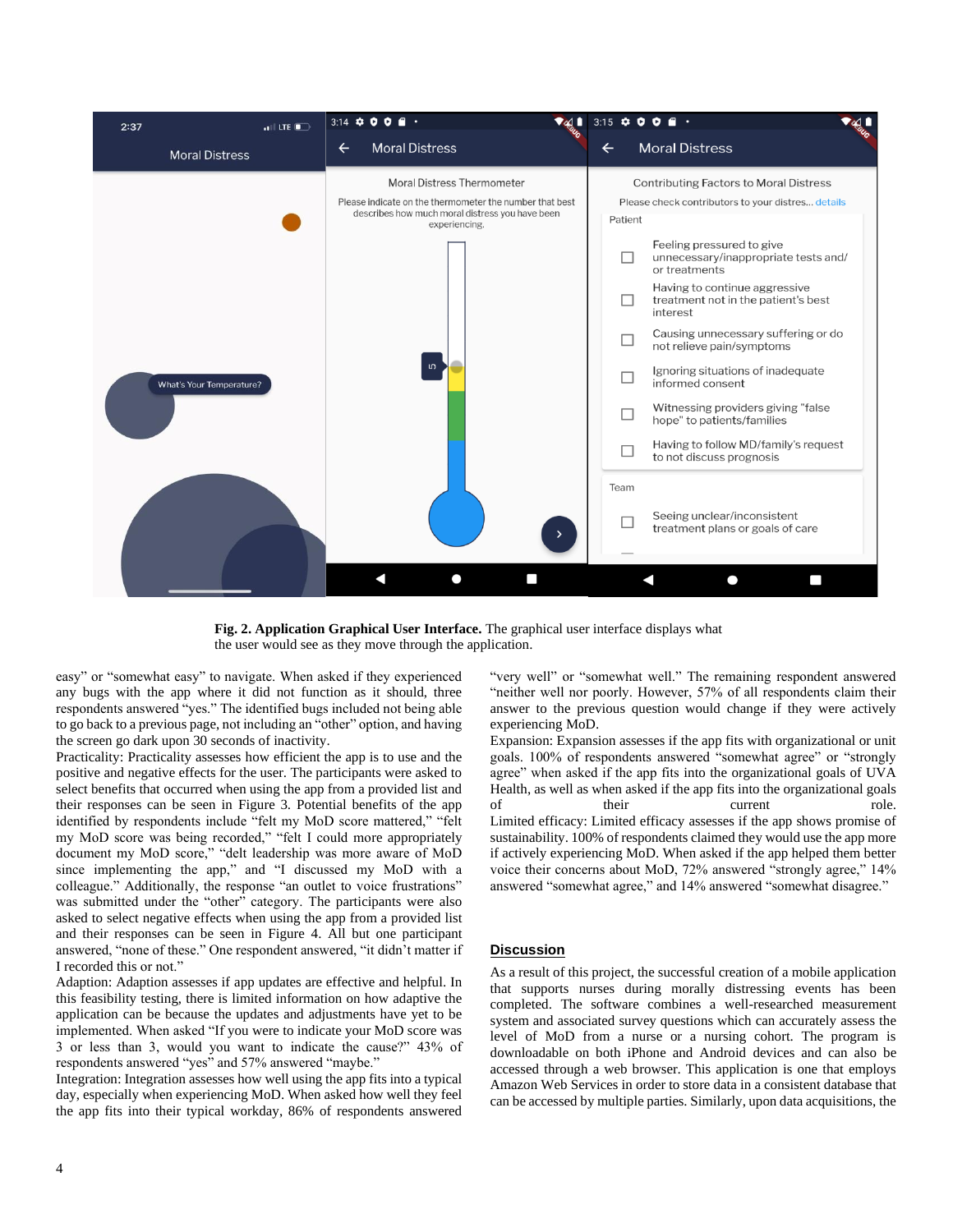**Fig. 2. Application Graphical User Interface.** The graphical user interface displays what the user would see as they move through the application.

easy" or "somewhat easy" to navigate. When asked if they experienced any bugs with the app where it did not function as it should, three respondents answered "yes." The identified bugs included not being able to go back to a previous page, not including an "other" option, and having the screen go dark upon 30 seconds of inactivity.

Practicality: Practicality assesses how efficient the app is to use and the positive and negative effects for the user. The participants were asked to select benefits that occurred when using the app from a provided list and their responses can be seen in Figure 3. Potential benefits of the app identified by respondents include "felt my MoD score mattered," "felt my MoD score was being recorded," "felt I could more appropriately document my MoD score," "delt leadership was more aware of MoD since implementing the app," and "I discussed my MoD with a colleague." Additionally, the response "an outlet to voice frustrations" was submitted under the "other" category. The participants were also asked to select negative effects when using the app from a provided list and their responses can be seen in Figure 4. All but one participant answered, "none of these." One respondent answered, "it didn't matter if I recorded this or not."

Adaption: Adaption assesses if app updates are effective and helpful. In this feasibility testing, there is limited information on how adaptive the application can be because the updates and adjustments have yet to be implemented. When asked "If you were to indicate your MoD score was 3 or less than 3, would you want to indicate the cause?" 43% of respondents answered "yes" and 57% answered "maybe."

Integration: Integration assesses how well using the app fits into a typical day, especially when experiencing MoD. When asked how well they feel the app fits into their typical workday, 86% of respondents answered "very well" or "somewhat well." The remaining respondent answered "neither well nor poorly. However, 57% of all respondents claim their answer to the previous question would change if they were actively experiencing MoD.

Expansion: Expansion assesses if the app fits with organizational or unit goals. 100% of respondents answered "somewhat agree" or "strongly agree" when asked if the app fits into the organizational goals of UVA Health, as well as when asked if the app fits into the organizational goals of their current role.

Limited efficacy: Limited efficacy assesses if the app shows promise of sustainability. 100% of respondents claimed they would use the app more if actively experiencing MoD. When asked if the app helped them better voice their concerns about MoD, 72% answered "strongly agree," 14% answered "somewhat agree," and 14% answered "somewhat disagree."

## Discussion

As a result of this project, the successful creation of a mobile application that supports nurses during morally distressing events has been completed. The software combines a well-researched measurement system and associated survey questions which can accurately assess the level of MoD from a nurse or a nursing cohort. The program is downloadable on both iPhone and Android devices and can also be accessed through a web browser. This application is one that employs Amazon Web Services in order to store data in a consistent database that can be accessed by multiple parties. Similarly, upon data acquisitions, the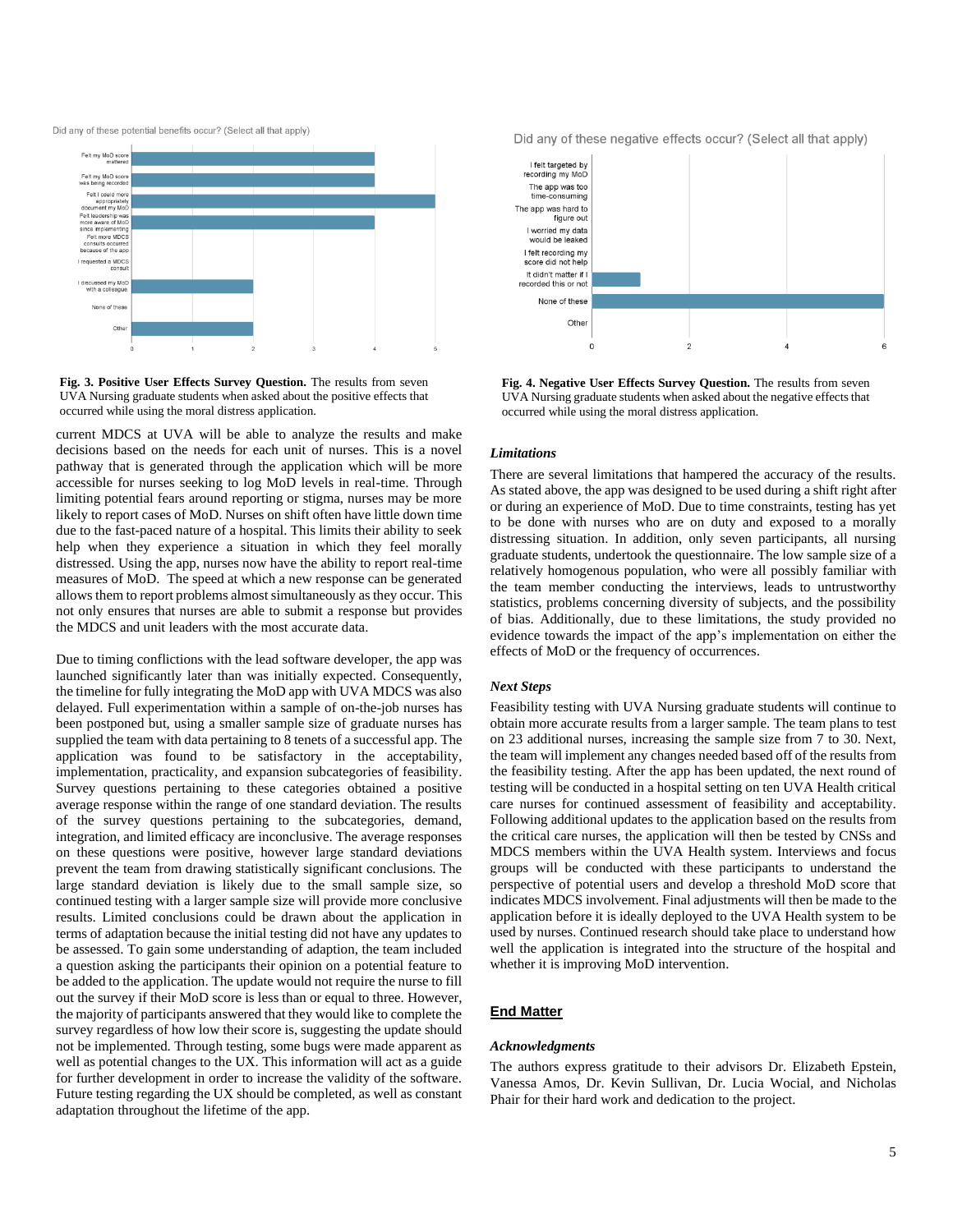Did any of these potential benefits occur? (Select all that apply)

**Fig. 3. Positive User Effects Survey Question.** The results from seven UVA Nursing graduate students when asked about the positive effects that occurred while using the moral distress application.

Did any of these negative effects occur? (Select all that apply)

**Fig. 4. Negative User Effects Survey Question.** The results from seven UVA Nursing graduate students when asked about the negative effects that occurred while using the moral distress application.

current MDCS at UVA will be able to analyze the results and make decisions based on the needs for each unit of nurses. This is a novel pathway that is generated through the application which will be more accessible for nurses seeking to log MoD levels in real-time. Through limiting potential fears around reporting or stigma, nurses may be more likely to report cases of MoD. Nurses on shift often have little down time due to the fast-paced nature of a hospital. This limits their ability to seek help when they experience a situation in which they feel morally distressed. Using the app, nurses now have the ability to report real-time measures of MoD. The speed at which a new response can be generated allows them to report problems almost simultaneously as they occur. This not only ensures that nurses are able to submit a response but provides the MDCS and unit leaders with the most accurate data.

Due to timing conflictions with the lead software developer, the app was launched significantly later than was initially expected. Consequently, the timeline for fully integrating the MoD app with UVA MDCS was also delayed. Full experimentation within a sample of on-the-job nurses has been postponed but, using a smaller sample size of graduate nurses has supplied the team with data pertaining to 8 tenets of a successful app. The application was found to be satisfactory in the acceptability, implementation, practicality, and expansion subcategories of feasibility. Survey questions pertaining to these categories obtained a positive average response within the range of one standard deviation. The results of the survey questions pertaining to the subcategories, demand, integration, and limited efficacy are inconclusive. The average responses on these questions were positive, however large standard deviations prevent the team from drawing statistically significant conclusions. The large standard deviation is likely due to the small sample size, so continued testing with a larger sample size will provide more conclusive results. Limited conclusions could be drawn about the application in terms of adaptation because the initial testing did not have any updates to be assessed. To gain some understanding of adaption, the team included a question asking the participants their opinion on a potential feature to be added to the application. The update would not require the nurse to fill out the survey if their MoD score is less than or equal to three. However, the majority of participants answered that they would like to complete the survey regardless of how low their score is, suggesting the update should not be implemented. Through testing, some bugs were made apparent as well as potential changes to the UX. This information will act as a guide for further development in order to increase the validity of the software. Future testing regarding the UX should be completed, as well as constant adaptation throughout the lifetime of the app.

### *Limitations*

There are several limitations that hampered the accuracy of the results. As stated above, the app was designed to be used during a shift right after or during an experience of MoD. Due to time constraints, testing has yet to be done with nurses who are on duty and exposed to a morally distressing situation. In addition, only seven participants, all nursing graduate students, undertook the questionnaire. The low sample size of a relatively homogenous population, who were all possibly familiar with the team member conducting the interviews, leads to untrustworthy statistics, problems concerning diversity of subjects, and the possibility of bias. Additionally, due to these limitations, the study provided no evidence towards the impact of the app's implementation on either the effects of MoD or the frequency of occurrences.

### *Next Steps*

Feasibility testing with UVA Nursing graduate students will continue to obtain more accurate results from a larger sample. The team plans to test on 23 additional nurses, increasing the sample size from 7 to 30. Next, the team will implement any changes needed based off of the results from the feasibility testing. After the app has been updated, the next round of testing will be conducted in a hospital setting on ten UVA Health critical care nurses for continued assessment of feasibility and acceptability. Following additional updates to the application based on the results from the critical care nurses, the application will then be tested by CNSs and MDCS members within the UVA Health system. Interviews and focus groups will be conducted with these participants to understand the perspective of potential users and develop a threshold MoD score that indicates MDCS involvement. Final adjustments will then be made to the application before it is ideally deployed to the UVA Health system to be used by nurses. Continued research should take place to understand how well the application is integrated into the structure of the hospital and whether it is improving MoD intervention.

## End Matter

### *Acknowledgments*

The authors express gratitude to their advisors Dr. Elizabeth Epstein, Vanessa Amos, Dr. Kevin Sullivan, Dr. Lucia Wocial, and Nicholas Phair for their hard work and dedication to the project.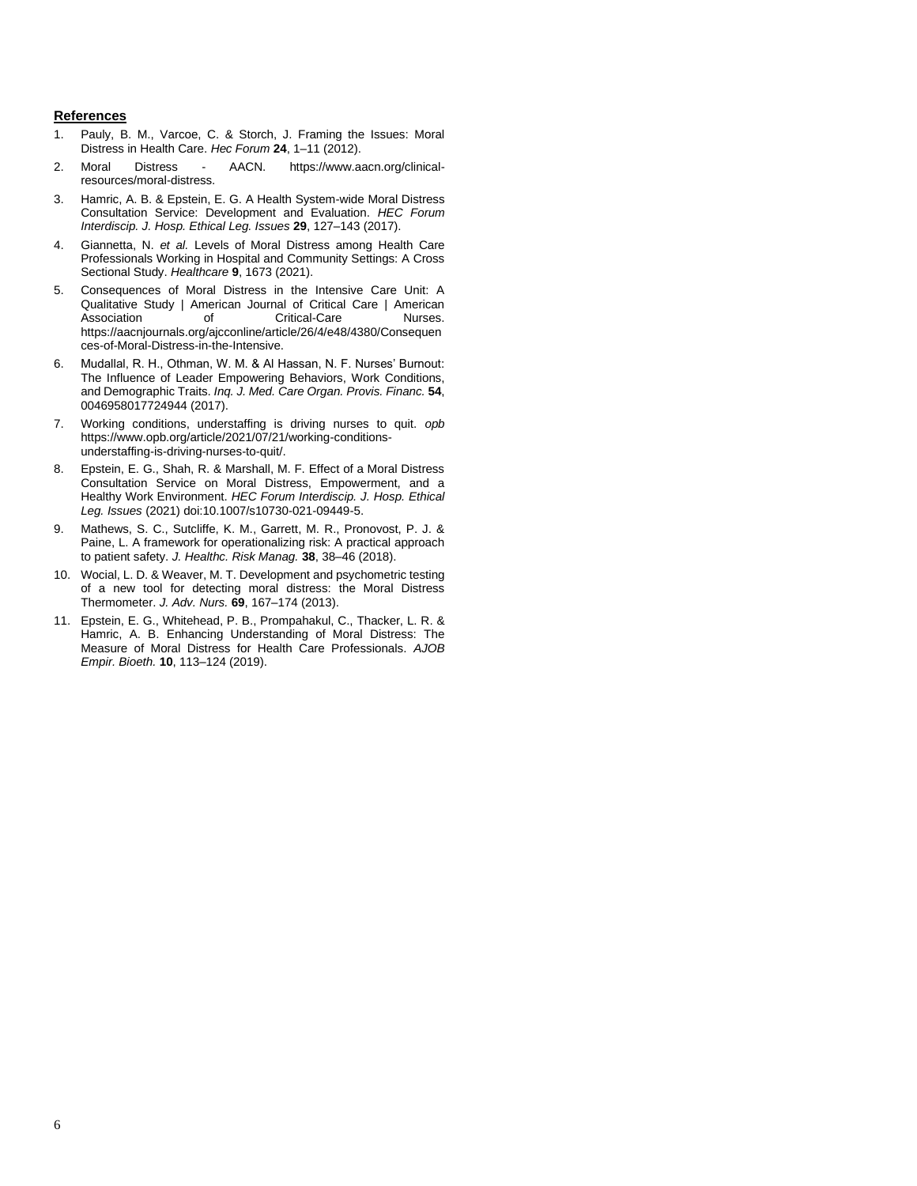## References

1. Pauly, B. M., Varcoe, C. & Storch, J. Framing the Issues: Moral Distress in Health Care. *Hec Forum* **24**, 1–11 (2012).
2. Moral Distress - AACN. https://www.aacn.org/clinical-resources/moral-distress.
3. Hamric, A. B. & Epstein, E. G. A Health System-wide Moral Distress Consultation Service: Development and Evaluation. *HEC Forum Interdiscip. J. Hosp. Ethical Leg. Issues* **29**, 127–143 (2017).
4. Giannetta, N. *et al.* Levels of Moral Distress among Health Care Professionals Working in Hospital and Community Settings: A Cross Sectional Study. *Healthcare* **9**, 1673 (2021).
5. Consequences of Moral Distress in the Intensive Care Unit: A Qualitative Study | American Journal of Critical Care | American Association of Critical-Care Nurses. https://aacnjournals.org/ajcconline/article/26/4/e48/4380/Consequences-of-Moral-Distress-in-the-Intensive.
6. Mudallal, R. H., Othman, W. M. & Al Hassan, N. F. Nurses' Burnout: The Influence of Leader Empowering Behaviors, Work Conditions, and Demographic Traits. *Inq. J. Med. Care Organ. Provis. Financ.* **54**, 0046958017724944 (2017).
7. Working conditions, understaffing is driving nurses to quit. *opb* https://www.opb.org/article/2021/07/21/working-conditions-understaffing-is-driving-nurses-to-quit/.
8. Epstein, E. G., Shah, R. & Marshall, M. F. Effect of a Moral Distress Consultation Service on Moral Distress, Empowerment, and a Healthy Work Environment. *HEC Forum Interdiscip. J. Hosp. Ethical Leg. Issues* (2021) doi:10.1007/s10730-021-09449-5.
9. Mathews, S. C., Sutcliffe, K. M., Garrett, M. R., Pronovost, P. J. & Paine, L. A framework for operationalizing risk: A practical approach to patient safety. *J. Healthc. Risk Manag.* **38**, 38–46 (2018).
10. Wocial, L. D. & Weaver, M. T. Development and psychometric testing of a new tool for detecting moral distress: the Moral Distress Thermometer. *J. Adv. Nurs.* **69**, 167–174 (2013).
11. Epstein, E. G., Whitehead, P. B., Prompahakul, C., Thacker, L. R. & Hamric, A. B. Enhancing Understanding of Moral Distress: The Measure of Moral Distress for Health Care Professionals. *AJOB Empir. Bioeth.* **10**, 113–124 (2019).